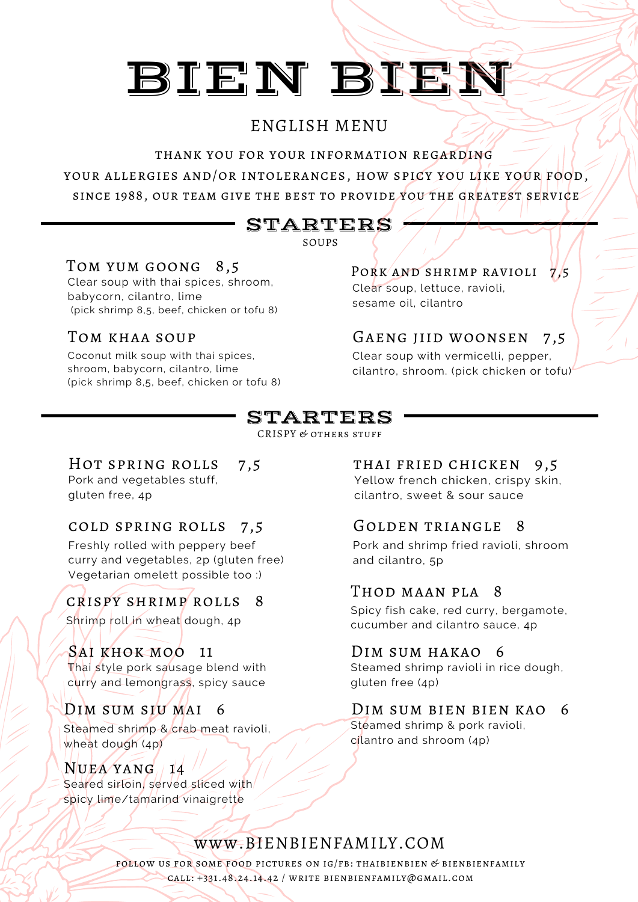# BIEN BIEN

## ENGLISH MENU

THANK YOU FOR YOUR INFORMATION REGARDING
YOUR ALLERGIES AND/OR INTOLERANCES, HOW SPICY YOU LIKE YOUR FOOD,
SINCE 1988, OUR TEAM GIVE THE BEST TO PROVIDE YOU THE GREATEST SERVICE

## STARTERS

SOUPS

### Tom yum goong 8,5

Clear soup with thai spices, shroom, babycorn, cilantro, lime
(pick shrimp 8,5, beef, chicken or tofu 8)

### Tom khaa soup

Coconut milk soup with thai spices, shroom, babycorn, cilantro, lime
(pick shrimp 8,5, beef, chicken or tofu 8)

### Pork and shrimp ravioli 7,5

Clear soup, lettuce, ravioli, sesame oil, cilantro

### Gaeng jiid woonsen 7,5

Clear soup with vermicelli, pepper, cilantro, shroom. (pick chicken or tofu)

## STARTERS

CRISPY & OTHERS STUFF

### Hot spring rolls 7,5

Pork and vegetables stuff, gluten free, 4p

### cold spring rolls 7,5

Freshly rolled with peppery beef curry and vegetables, 2p (gluten free)
Vegetarian omelett possible too :)

### crispy shrimp rolls 8

Shrimp roll in wheat dough, 4p

### Sai khok moo 11

Thai style pork sausage blend with curry and lemongrass, spicy sauce

### Dim sum siu mai 6

Steamed shrimp & crab meat ravioli, wheat dough (4p)

### Nuea yang 14

Seared sirloin, served sliced with spicy lime/tamarind vinaigrette

### thai fried chicken 9,5

Yellow french chicken, crispy skin, cilantro, sweet & sour sauce

### Golden triangle 8

Pork and shrimp fried ravioli, shroom and cilantro, 5p

### Thod maan pla 8

Spicy fish cake, red curry, bergamote, cucumber and cilantro sauce, 4p

### Dim sum hakao 6

Steamed shrimp ravioli in rice dough, gluten free (4p)

### Dim sum bien bien kao 6

Steamed shrimp & pork ravioli, cilantro and shroom (4p)

WWW.BIENBIENFAMILY.COM

FOLLOW US FOR SOME FOOD PICTURES ON IG/FB: THAIBIENBIEN & BIENBIENFAMILY
CALL: +331.48.24.14.42 / WRITE BIENBIENFAMILY@GMAIL.COM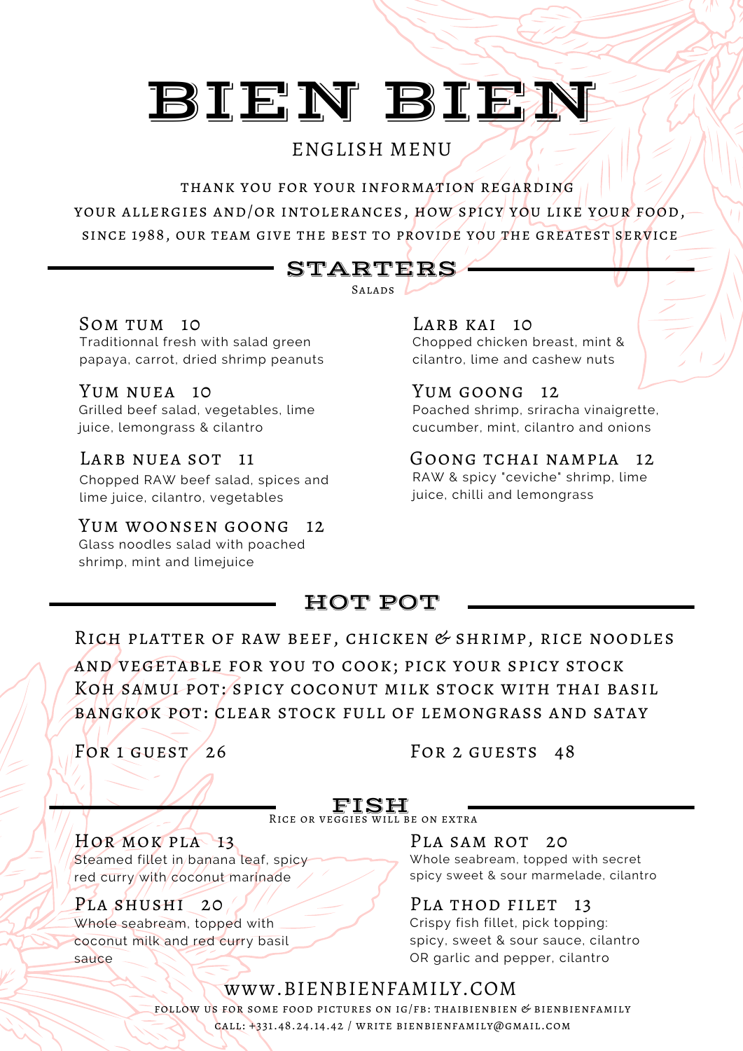# BIEN BIEN

ENGLISH MENU

THANK YOU FOR YOUR INFORMATION REGARDING
YOUR ALLERGIES AND/OR INTOLERANCES, HOW SPICY YOU LIKE YOUR FOOD,
SINCE 1988, OUR TEAM GIVE THE BEST TO PROVIDE YOU THE GREATEST SERVICE

## STARTERS

Salads

### Som tum 10

Traditionnal fresh with salad green papaya, carrot, dried shrimp peanuts

### Yum nuea 10

Grilled beef salad, vegetables, lime juice, lemongrass & cilantro

### Larb nuea sot 11

Chopped RAW beef salad, spices and lime juice, cilantro, vegetables

### Yum woonsen goong 12

Glass noodles salad with poached shrimp, mint and limejuice

### Larb kai 10

Chopped chicken breast, mint & cilantro, lime and cashew nuts

### Yum goong 12

Poached shrimp, sriracha vinaigrette, cucumber, mint, cilantro and onions

### Goong tchai nampla 12

RAW & spicy "ceviche" shrimp, lime juice, chilli and lemongrass

## HOT POT

Rich platter of raw beef, chicken & shrimp, rice noodles and vegetable for you to cook; pick your spicy stock

Koh Samui pot: spicy coconut milk stock with Thai basil

Bangkok pot: clear stock full of lemongrass and satay

For 1 guest 26

For 2 guests 48

## FISH

Rice or veggies will be on extra

### Hor mok pla 13

Steamed fillet in banana leaf, spicy red curry with coconut marinade

### Pla shushi 20

Whole seabream, topped with coconut milk and red curry basil sauce

### Pla sam rot 20

Whole seabream, topped with secret spicy sweet & sour marmelade, cilantro

### Pla thod filet 13

Crispy fish fillet, pick topping:
spicy, sweet & sour sauce, cilantro
OR garlic and pepper, cilantro

WWW.BIENBIENFAMILY.COM

FOLLOW US FOR SOME FOOD PICTURES ON IG/FB: THAIBIENBIEN & BIENBIENFAMILY

CALL: +331.48.24.14.42 / WRITE BIENBIENFAMILY@GMAIL.COM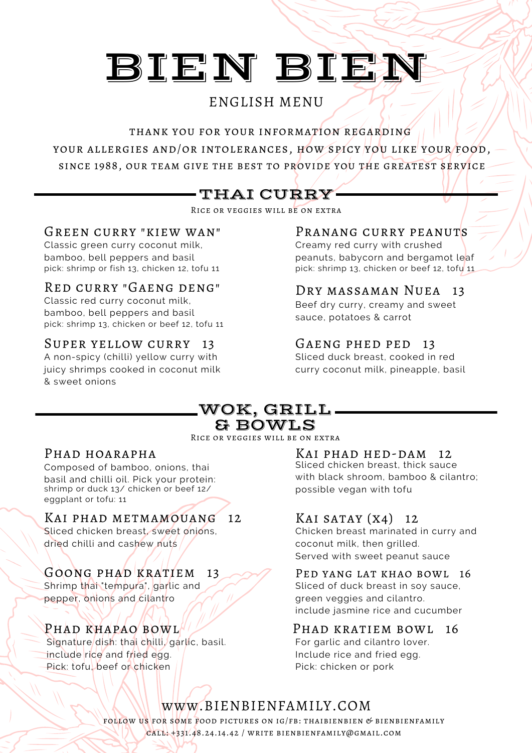# BIEN BIEN

ENGLISH MENU

THANK YOU FOR YOUR INFORMATION REGARDING YOUR ALLERGIES AND/OR INTOLERANCES, HOW SPICY YOU LIKE YOUR FOOD, SINCE 1988, OUR TEAM GIVE THE BEST TO PROVIDE YOU THE GREATEST SERVICE

## THAI CURRY

Rice or veggies will be on extra

### Green curry "Kiew Wan"

Classic green curry coconut milk, bamboo, bell peppers and basil
pick: shrimp or fish 13, chicken 12, tofu 11

### Red curry "Gaeng Deng"

Classic red curry coconut milk, bamboo, bell peppers and basil
pick: shrimp 13, chicken or beef 12, tofu 11

### Super yellow curry 13

A non-spicy (chilli) yellow curry with juicy shrimps cooked in coconut milk & sweet onions

### Pranang curry peanuts

Creamy red curry with crushed peanuts, babycorn and bergamot leaf
pick: shrimp 13, chicken or beef 12, tofu 11

### Dry Massaman Nuea 13

Beef dry curry, creamy and sweet sauce, potatoes & carrot

### Gaeng phed ped 13

Sliced duck breast, cooked in red curry coconut milk, pineapple, basil

## WOK, GRILL & BOWLS

Rice or veggies will be on extra

### Phad hoarapha

Composed of bamboo, onions, thai basil and chilli oil. Pick your protein:
shrimp or duck 13/ chicken or beef 12/ eggplant or tofu: 11

### Kai phad metmamouang 12

Sliced chicken breast, sweet onions, dried chilli and cashew nuts

### Goong phad kratiem 13

Shrimp thai "tempura", garlic and pepper, onions and cilantro

### Phad khapao bowl

Signature dish: thai chilli, garlic, basil.
include rice and fried egg.
Pick: tofu, beef or chicken

### Kai phad hed-dam 12

Sliced chicken breast, thick sauce with black shroom, bamboo & cilantro; possible vegan with tofu

### Kai satay (x4) 12

Chicken breast marinated in curry and coconut milk, then grilled.
Served with sweet peanut sauce

### Ped yang lat khao bowl 16

Sliced of duck breast in soy sauce, green veggies and cilantro.
include jasmine rice and cucumber

### Phad kratiem bowl 16

For garlic and cilantro lover.
Include rice and fried egg.
Pick: chicken or pork

WWW.BIENBIENFAMILY.COM

FOLLOW US FOR SOME FOOD PICTURES ON IG/FB: THAIBIENBIEN & BIENBIENFAMILY
CALL: +331.48.24.14.42 / WRITE BIENBIENFAMILY@GMAIL.COM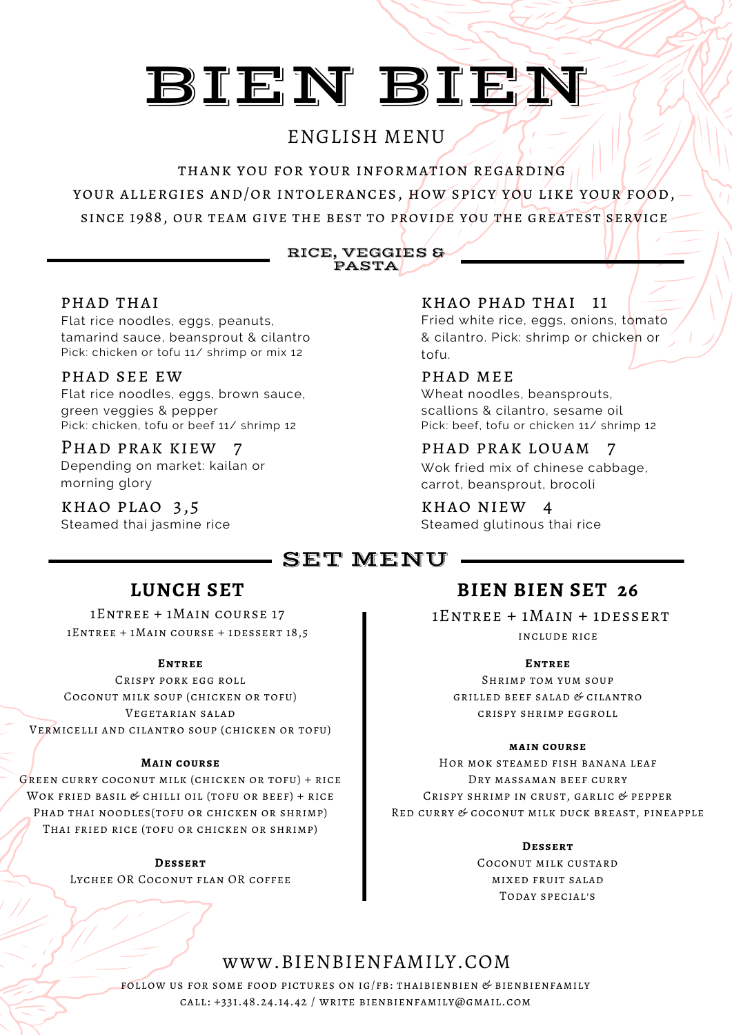# BIEN BIEN

## ENGLISH MENU

THANK YOU FOR YOUR INFORMATION REGARDING
YOUR ALLERGIES AND/OR INTOLERANCES, HOW SPICY YOU LIKE YOUR FOOD,
SINCE 1988, OUR TEAM GIVE THE BEST TO PROVIDE YOU THE GREATEST SERVICE

## RICE, VEGGIES & PASTA

### PHAD THAI

Flat rice noodles, eggs, peanuts, tamarind sauce, beansprout & cilantro
Pick: chicken or tofu 11/ shrimp or mix 12

### PHAD SEE EW

Flat rice noodles, eggs, brown sauce, green veggies & pepper
Pick: chicken, tofu or beef 11/ shrimp 12

### PHAD PRAK KIEW 7

Depending on market: kailan or morning glory

### KHAO PLAO 3,5

Steamed thai jasmine rice

### KHAO PHAD THAI 11

Fried white rice, eggs, onions, tomato & cilantro. Pick: shrimp or chicken or tofu.

### PHAD MEE

Wheat noodles, beansprouts, scallions & cilantro, sesame oil
Pick: beef, tofu or chicken 11/ shrimp 12

### PHAD PRAK LOUAM 7

Wok fried mix of chinese cabbage, carrot, beansprout, brocoli

### KHAO NIEW 4

Steamed glutinous thai rice

## SET MENU

### LUNCH SET

1ENTREE + 1MAIN COURSE 17
1ENTREE + 1MAIN COURSE + 1DESSERT 18,5

**ENTREE**

CRISPY PORK EGG ROLL
COCONUT MILK SOUP (CHICKEN OR TOFU)
VEGETARIAN SALAD
VERMICELLI AND CILANTRO SOUP (CHICKEN OR TOFU)

**MAIN COURSE**

GREEN CURRY COCONUT MILK (CHICKEN OR TOFU) + RICE
WOK FRIED BASIL & CHILLI OIL (TOFU OR BEEF) + RICE
PHAD THAI NOODLES(TOFU OR CHICKEN OR SHRIMP)
THAI FRIED RICE (TOFU OR CHICKEN OR SHRIMP)

**DESSERT**

LYCHEE OR COCONUT FLAN OR COFFEE

### BIEN BIEN SET 26

1ENTREE + 1MAIN + 1DESSERT
INCLUDE RICE

**ENTREE**

SHRIMP TOM YUM SOUP
GRILLED BEEF SALAD & CILANTRO
CRISPY SHRIMP EGGROLL

**MAIN COURSE**

HOR MOK STEAMED FISH BANANA LEAF
DRY MASSAMAN BEEF CURRY
CRISPY SHRIMP IN CRUST, GARLIC & PEPPER
RED CURRY & COCONUT MILK DUCK BREAST, PINEAPPLE

**DESSERT**

COCONUT MILK CUSTARD
MIXED FRUIT SALAD
TODAY SPECIAL'S

WWW.BIENBIENFAMILY.COM

FOLLOW US FOR SOME FOOD PICTURES ON IG/FB: THAIBIENBIEN & BIENBIENFAMILY
CALL: +331.48.24.14.42 / WRITE BIENBIENFAMILY@GMAIL.COM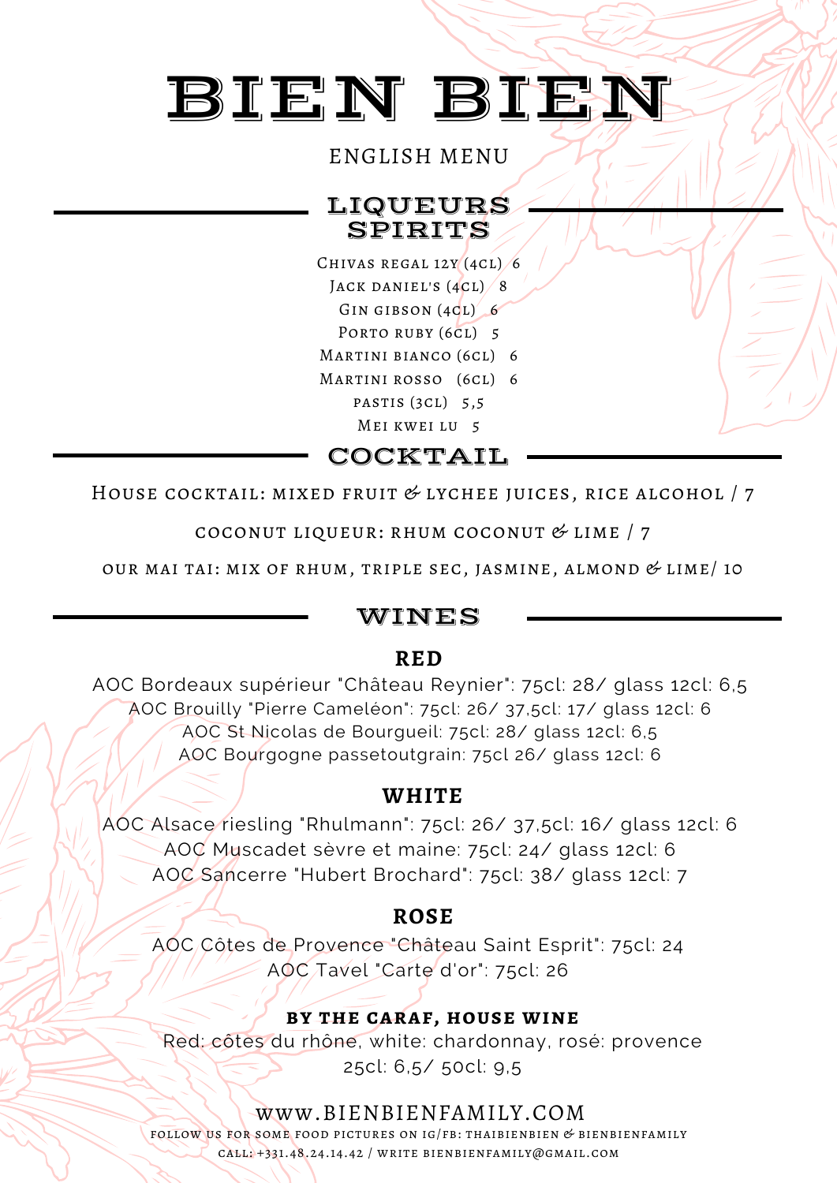# BIEN BIEN

ENGLISH MENU

## LIQUEURS SPIRITS

Chivas Regal 12Y (4cl) 6
Jack Daniel's (4cl) 8
Gin Gibson (4cl) 6
Porto Ruby (6cl) 5
Martini Bianco (6cl) 6
Martini Rosso (6cl) 6
Pastis (3cl) 5,5
Mei Kwei Lu 5

## COCKTAIL

House cocktail: mixed fruit & lychee juices, rice alcohol / 7

Coconut liqueur: rhum coconut & lime / 7

Our Mai Tai: mix of rhum, triple sec, jasmine, almond & lime/ 10

## WINES

### RED

AOC Bordeaux supérieur "Château Reynier": 75cl: 28/ glass 12cl: 6,5
AOC Brouilly "Pierre Cameléon": 75cl: 26/ 37,5cl: 17/ glass 12cl: 6
AOC St Nicolas de Bourgueil: 75cl: 28/ glass 12cl: 6,5
AOC Bourgogne passetoutgrain: 75cl 26/ glass 12cl: 6

### WHITE

AOC Alsace riesling "Rhulmann": 75cl: 26/ 37,5cl: 16/ glass 12cl: 6
AOC Muscadet sèvre et maine: 75cl: 24/ glass 12cl: 6
AOC Sancerre "Hubert Brochard": 75cl: 38/ glass 12cl: 7

### ROSE

AOC Côtes de Provence "Château Saint Esprit": 75cl: 24
AOC Tavel "Carte d'or": 75cl: 26

**BY THE CARAF, HOUSE WINE**

Red: côtes du rhône, white: chardonnay, rosé: provence
25cl: 6,5/ 50cl: 9,5

WWW.BIENBIENFAMILY.COM

Follow us for some food pictures on IG/FB: thaibienbien & bienbienfamily

Call: +331.48.24.14.42 / write bienbienfamily@gmail.com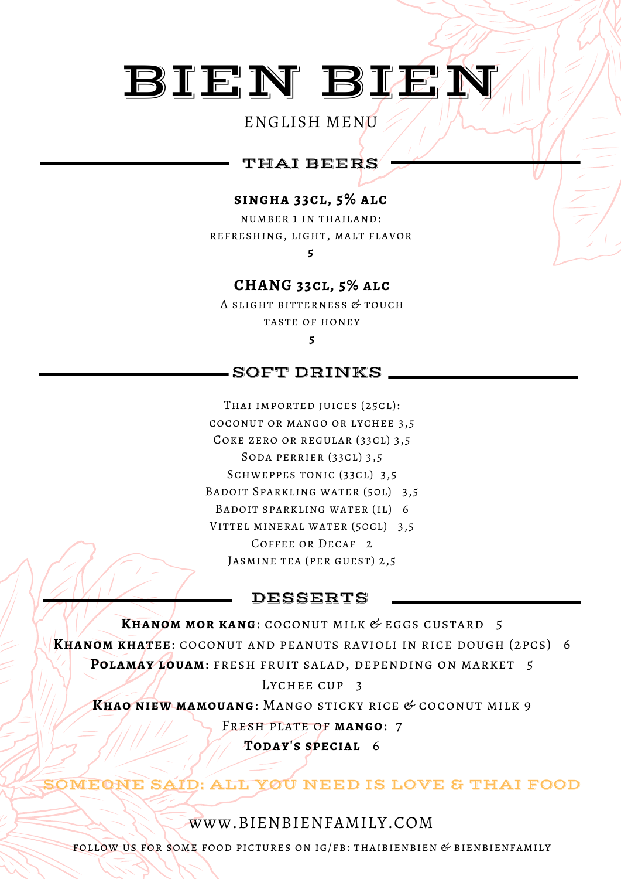# BIEN BIEN

ENGLISH MENU

## THAI BEERS

**SINGHA 33CL, 5% ALC**

NUMBER 1 IN THAILAND:
REFRESHING, LIGHT, MALT FLAVOR

**5**

**CHANG 33CL, 5% ALC**

A SLIGHT BITTERNESS & TOUCH
TASTE OF HONEY

**5**

## SOFT DRINKS

THAI IMPORTED JUICES (25CL):
COCONUT OR MANGO OR LYCHEE 3,5
COKE ZERO OR REGULAR (33CL) 3,5
SODA PERRIER (33CL) 3,5
SCHWEPPES TONIC (33CL) 3,5
BADOIT SPARKLING WATER (50L) 3,5
BADOIT SPARKLING WATER (1L) 6
VITTEL MINERAL WATER (50CL) 3,5
COFFEE OR DECAF 2
JASMINE TEA (PER GUEST) 2,5

## DESSERTS

**KHANOM MOR KANG**: COCONUT MILK & EGGS CUSTARD 5
**KHANOM KHATEE**: COCONUT AND PEANUTS RAVIOLI IN RICE DOUGH (2PCS) 6
**POLAMAY LOUAM**: FRESH FRUIT SALAD, DEPENDING ON MARKET 5
LYCHEE CUP 3
**KHAO NIEW MAMOUANG**: MANGO STICKY RICE & COCONUT MILK 9
FRESH PLATE OF **MANGO**: 7
**TODAY'S SPECIAL** 6

SOMEONE SAID: ALL YOU NEED IS LOVE & THAI FOOD

WWW.BIENBIENFAMILY.COM

FOLLOW US FOR SOME FOOD PICTURES ON IG/FB: THAIBIENBIEN & BIENBIENFAMILY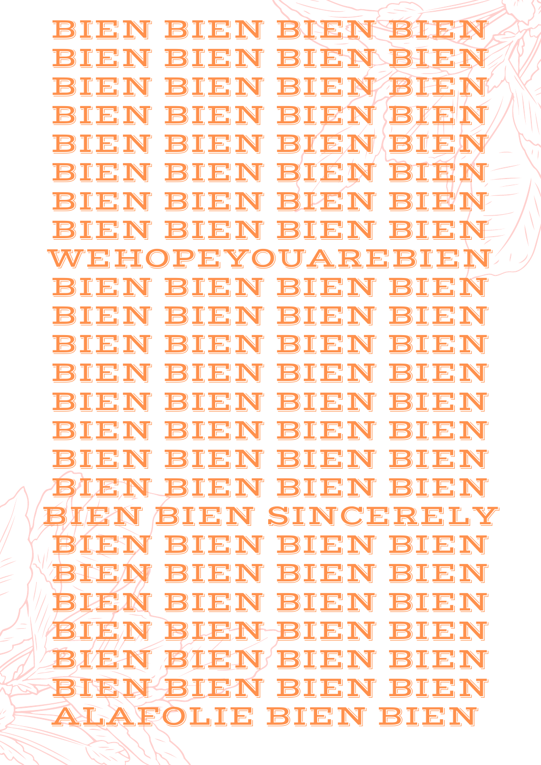BIEN BIEN BIEN BIEN
BIEN BIEN BIEN BIEN
BIEN BIEN BIEN BIEN
BIEN BIEN BIEN BIEN
BIEN BIEN BIEN BIEN
BIEN BIEN BIEN BIEN
BIEN BIEN BIEN BIEN
BIEN BIEN BIEN BIEN
WEHOPEYOUAREBIEN
BIEN BIEN BIEN BIEN
BIEN BIEN BIEN BIEN
BIEN BIEN BIEN BIEN
BIEN BIEN BIEN BIEN
BIEN BIEN BIEN BIEN
BIEN BIEN BIEN BIEN
BIEN BIEN BIEN BIEN
BIEN BIEN BIEN BIEN
BIEN BIEN SINCERELY
BIEN BIEN BIEN BIEN
BIEN BIEN BIEN BIEN
BIEN BIEN BIEN BIEN
BIEN BIEN BIEN BIEN
BIEN BIEN BIEN BIEN
BIEN BIEN BIEN BIEN
ALAFOLIE BIEN BIEN